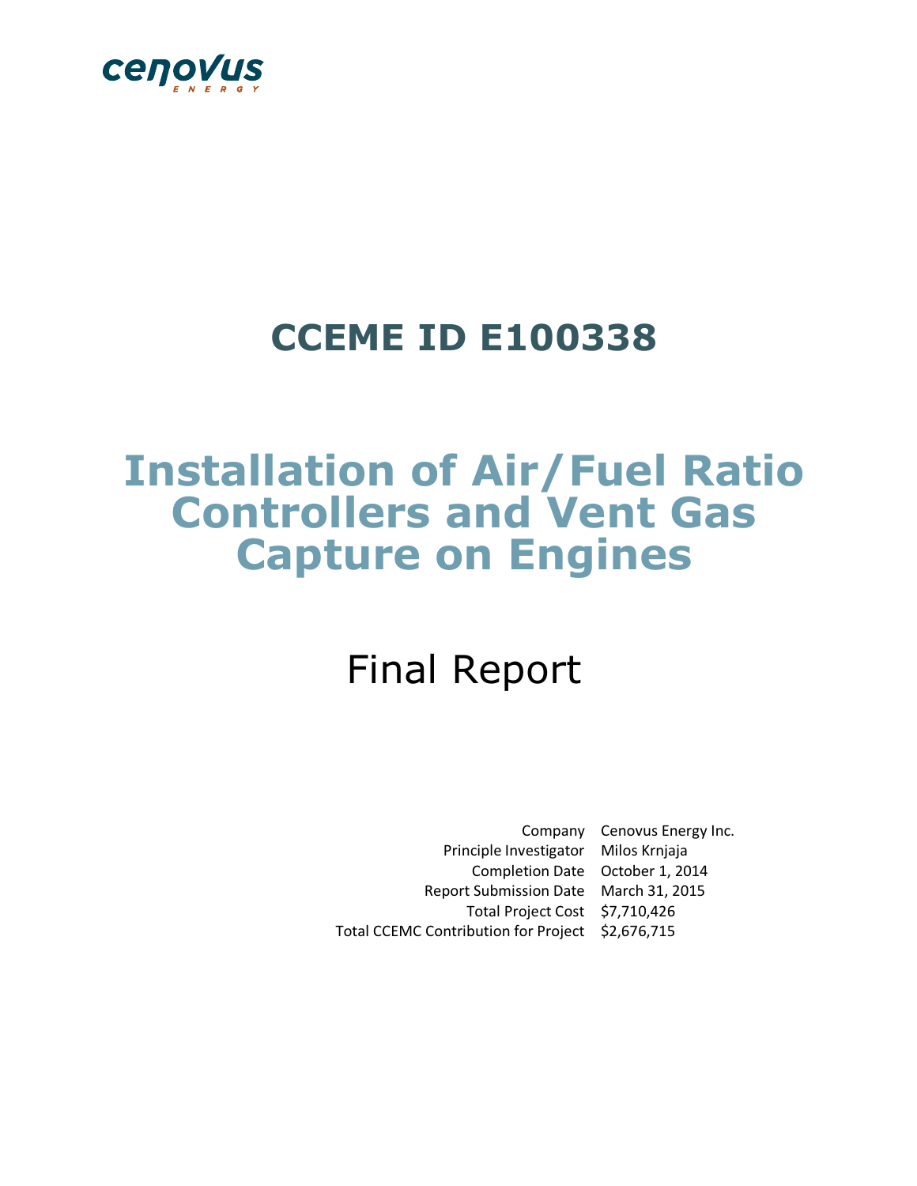cenovus
ENERGY

# CCEME ID E100338

# Installation of Air/Fuel Ratio Controllers and Vent Gas Capture on Engines

## Final Report

| | |
|---|---|
| Company | Cenovus Energy Inc. |
| Principle Investigator | Milos Krnjaja |
| Completion Date | October 1, 2014 |
| Report Submission Date | March 31, 2015 |
| Total Project Cost | $7,710,426 |
| Total CCEMC Contribution for Project | $2,676,715 |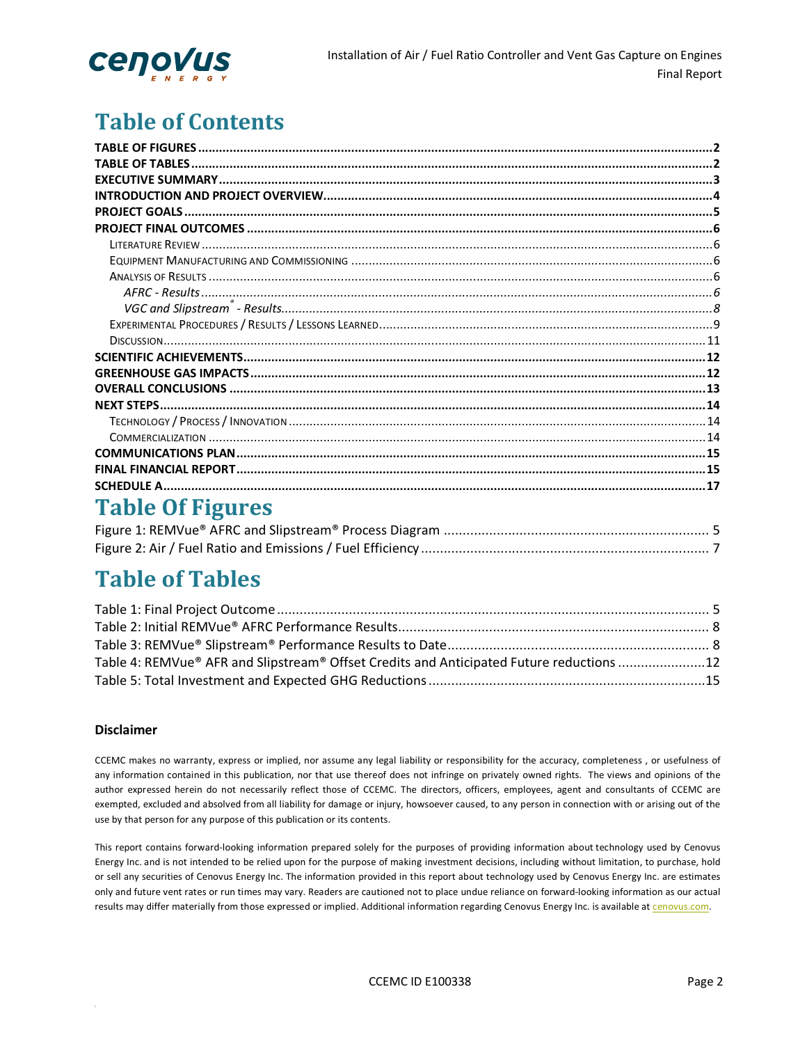# Table of Contents

**TABLE OF FIGURES** ..... 2
**TABLE OF TABLES** ..... 2
**EXECUTIVE SUMMARY** ..... 3
**INTRODUCTION AND PROJECT OVERVIEW** ..... 4
**PROJECT GOALS** ..... 5
**PROJECT FINAL OUTCOMES** ..... 6
- Literature Review ..... 6
- Equipment Manufacturing and Commissioning ..... 6
- Analysis of Results ..... 6
  - *AFRC - Results* ..... 6
  - *VGC and Slipstream® - Results* ..... 8
- Experimental Procedures / Results / Lessons Learned ..... 9
- Discussion ..... 11

**SCIENTIFIC ACHIEVEMENTS** ..... 12
**GREENHOUSE GAS IMPACTS** ..... 12
**OVERALL CONCLUSIONS** ..... 13
**NEXT STEPS** ..... 14
- Technology / Process / Innovation ..... 14
- Commercialization ..... 14

**COMMUNICATIONS PLAN** ..... 15
**FINAL FINANCIAL REPORT** ..... 15
**SCHEDULE A** ..... 17

# Table Of Figures

Figure 1: REMVue® AFRC and Slipstream® Process Diagram ..... 5
Figure 2: Air / Fuel Ratio and Emissions / Fuel Efficiency ..... 7

# Table of Tables

Table 1: Final Project Outcome ..... 5
Table 2: Initial REMVue® AFRC Performance Results ..... 8
Table 3: REMVue® Slipstream® Performance Results to Date ..... 8
Table 4: REMVue® AFR and Slipstream® Offset Credits and Anticipated Future reductions ..... 12
Table 5: Total Investment and Expected GHG Reductions ..... 15

### Disclaimer

CCEMC makes no warranty, express or implied, nor assume any legal liability or responsibility for the accuracy, completeness , or usefulness of any information contained in this publication, nor that use thereof does not infringe on privately owned rights. The views and opinions of the author expressed herein do not necessarily reflect those of CCEMC. The directors, officers, employees, agent and consultants of CCEMC are exempted, excluded and absolved from all liability for damage or injury, howsoever caused, to any person in connection with or arising out of the use by that person for any purpose of this publication or its contents.

This report contains forward-looking information prepared solely for the purposes of providing information about technology used by Cenovus Energy Inc. and is not intended to be relied upon for the purpose of making investment decisions, including without limitation, to purchase, hold or sell any securities of Cenovus Energy Inc. The information provided in this report about technology used by Cenovus Energy Inc. are estimates only and future vent rates or run times may vary. Readers are cautioned not to place undue reliance on forward-looking information as our actual results may differ materially from those expressed or implied. Additional information regarding Cenovus Energy Inc. is available at cenovus.com.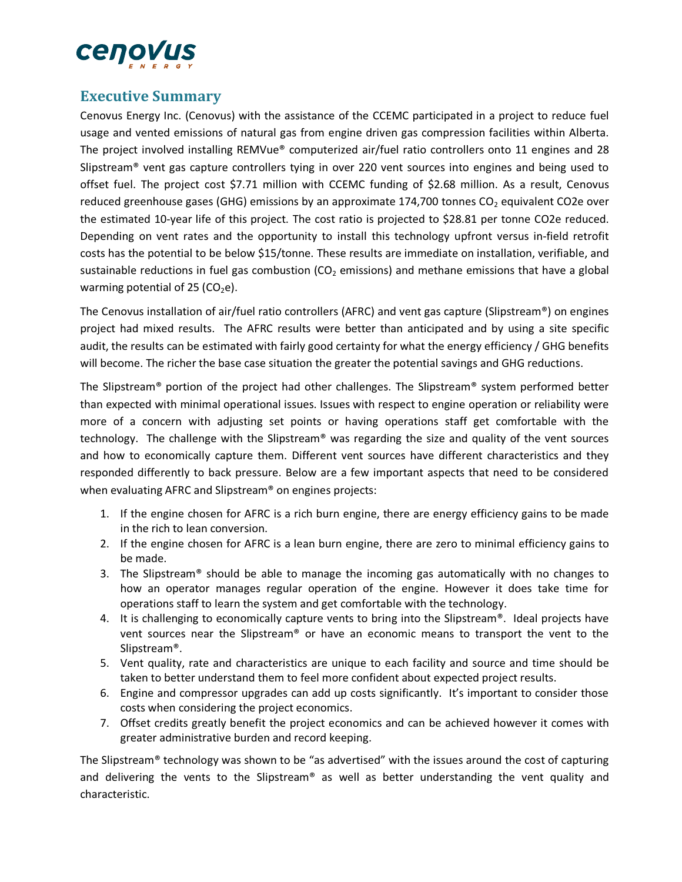## Executive Summary

Cenovus Energy Inc. (Cenovus) with the assistance of the CCEMC participated in a project to reduce fuel usage and vented emissions of natural gas from engine driven gas compression facilities within Alberta. The project involved installing REMVue® computerized air/fuel ratio controllers onto 11 engines and 28 Slipstream® vent gas capture controllers tying in over 220 vent sources into engines and being used to offset fuel. The project cost $7.71 million with CCEMC funding of $2.68 million. As a result, Cenovus reduced greenhouse gases (GHG) emissions by an approximate 174,700 tonnes $CO_2$ equivalent CO2e over the estimated 10-year life of this project. The cost ratio is projected to $28.81 per tonne CO2e reduced. Depending on vent rates and the opportunity to install this technology upfront versus in-field retrofit costs has the potential to be below $15/tonne. These results are immediate on installation, verifiable, and sustainable reductions in fuel gas combustion ($CO_2$ emissions) and methane emissions that have a global warming potential of 25 ($CO_2$e).

The Cenovus installation of air/fuel ratio controllers (AFRC) and vent gas capture (Slipstream®) on engines project had mixed results. The AFRC results were better than anticipated and by using a site specific audit, the results can be estimated with fairly good certainty for what the energy efficiency / GHG benefits will become. The richer the base case situation the greater the potential savings and GHG reductions.

The Slipstream® portion of the project had other challenges. The Slipstream® system performed better than expected with minimal operational issues. Issues with respect to engine operation or reliability were more of a concern with adjusting set points or having operations staff get comfortable with the technology. The challenge with the Slipstream® was regarding the size and quality of the vent sources and how to economically capture them. Different vent sources have different characteristics and they responded differently to back pressure. Below are a few important aspects that need to be considered when evaluating AFRC and Slipstream® on engines projects:

1. If the engine chosen for AFRC is a rich burn engine, there are energy efficiency gains to be made in the rich to lean conversion.
2. If the engine chosen for AFRC is a lean burn engine, there are zero to minimal efficiency gains to be made.
3. The Slipstream® should be able to manage the incoming gas automatically with no changes to how an operator manages regular operation of the engine. However it does take time for operations staff to learn the system and get comfortable with the technology.
4. It is challenging to economically capture vents to bring into the Slipstream®. Ideal projects have vent sources near the Slipstream® or have an economic means to transport the vent to the Slipstream®.
5. Vent quality, rate and characteristics are unique to each facility and source and time should be taken to better understand them to feel more confident about expected project results.
6. Engine and compressor upgrades can add up costs significantly. It's important to consider those costs when considering the project economics.
7. Offset credits greatly benefit the project economics and can be achieved however it comes with greater administrative burden and record keeping.

The Slipstream® technology was shown to be "as advertised" with the issues around the cost of capturing and delivering the vents to the Slipstream® as well as better understanding the vent quality and characteristic.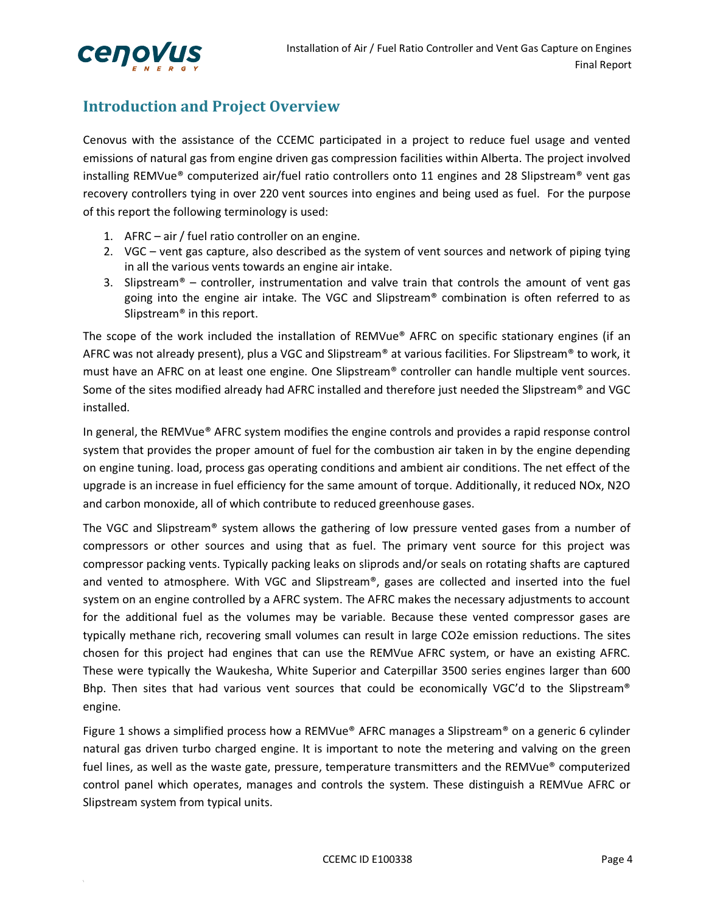## Introduction and Project Overview

Cenovus with the assistance of the CCEMC participated in a project to reduce fuel usage and vented emissions of natural gas from engine driven gas compression facilities within Alberta. The project involved installing REMVue® computerized air/fuel ratio controllers onto 11 engines and 28 Slipstream® vent gas recovery controllers tying in over 220 vent sources into engines and being used as fuel. For the purpose of this report the following terminology is used:

1. AFRC – air / fuel ratio controller on an engine.
2. VGC – vent gas capture, also described as the system of vent sources and network of piping tying in all the various vents towards an engine air intake.
3. Slipstream® – controller, instrumentation and valve train that controls the amount of vent gas going into the engine air intake. The VGC and Slipstream® combination is often referred to as Slipstream® in this report.

The scope of the work included the installation of REMVue® AFRC on specific stationary engines (if an AFRC was not already present), plus a VGC and Slipstream® at various facilities. For Slipstream® to work, it must have an AFRC on at least one engine. One Slipstream® controller can handle multiple vent sources. Some of the sites modified already had AFRC installed and therefore just needed the Slipstream® and VGC installed.

In general, the REMVue® AFRC system modifies the engine controls and provides a rapid response control system that provides the proper amount of fuel for the combustion air taken in by the engine depending on engine tuning. load, process gas operating conditions and ambient air conditions. The net effect of the upgrade is an increase in fuel efficiency for the same amount of torque. Additionally, it reduced NOx, $N_2O$ and carbon monoxide, all of which contribute to reduced greenhouse gases.

The VGC and Slipstream® system allows the gathering of low pressure vented gases from a number of compressors or other sources and using that as fuel. The primary vent source for this project was compressor packing vents. Typically packing leaks on sliprods and/or seals on rotating shafts are captured and vented to atmosphere. With VGC and Slipstream®, gases are collected and inserted into the fuel system on an engine controlled by a AFRC system. The AFRC makes the necessary adjustments to account for the additional fuel as the volumes may be variable. Because these vented compressor gases are typically methane rich, recovering small volumes can result in large $CO_2e$ emission reductions. The sites chosen for this project had engines that can use the REMVue AFRC system, or have an existing AFRC. These were typically the Waukesha, White Superior and Caterpillar 3500 series engines larger than 600 Bhp. Then sites that had various vent sources that could be economically VGC'd to the Slipstream® engine.

Figure 1 shows a simplified process how a REMVue® AFRC manages a Slipstream® on a generic 6 cylinder natural gas driven turbo charged engine. It is important to note the metering and valving on the green fuel lines, as well as the waste gate, pressure, temperature transmitters and the REMVue® computerized control panel which operates, manages and controls the system. These distinguish a REMVue AFRC or Slipstream system from typical units.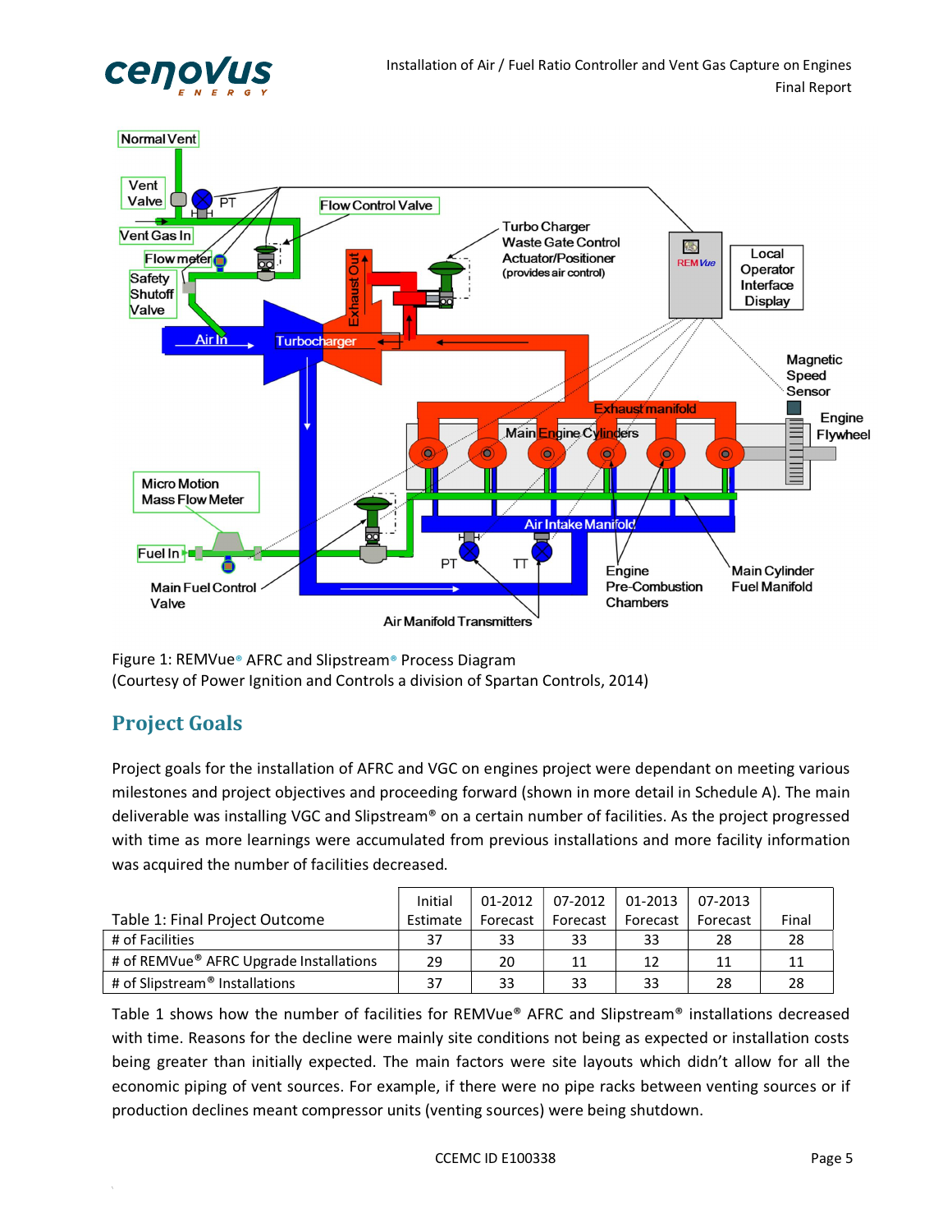Figure 1: REMVue® AFRC and Slipstream® Process Diagram
(Courtesy of Power Ignition and Controls a division of Spartan Controls, 2014)

## Project Goals

Project goals for the installation of AFRC and VGC on engines project were dependant on meeting various milestones and project objectives and proceeding forward (shown in more detail in Schedule A). The main deliverable was installing VGC and Slipstream® on a certain number of facilities. As the project progressed with time as more learnings were accumulated from previous installations and more facility information was acquired the number of facilities decreased.

| Table 1: Final Project Outcome | Initial Estimate | 01-2012 Forecast | 07-2012 Forecast | 01-2013 Forecast | 07-2013 Forecast | Final |
|---|---|---|---|---|---|---|
| # of Facilities | 37 | 33 | 33 | 33 | 28 | 28 |
| # of REMVue® AFRC Upgrade Installations | 29 | 20 | 11 | 12 | 11 | 11 |
| # of Slipstream® Installations | 37 | 33 | 33 | 33 | 28 | 28 |

Table 1 shows how the number of facilities for REMVue® AFRC and Slipstream® installations decreased with time. Reasons for the decline were mainly site conditions not being as expected or installation costs being greater than initially expected. The main factors were site layouts which didn't allow for all the economic piping of vent sources. For example, if there were no pipe racks between venting sources or if production declines meant compressor units (venting sources) were being shutdown.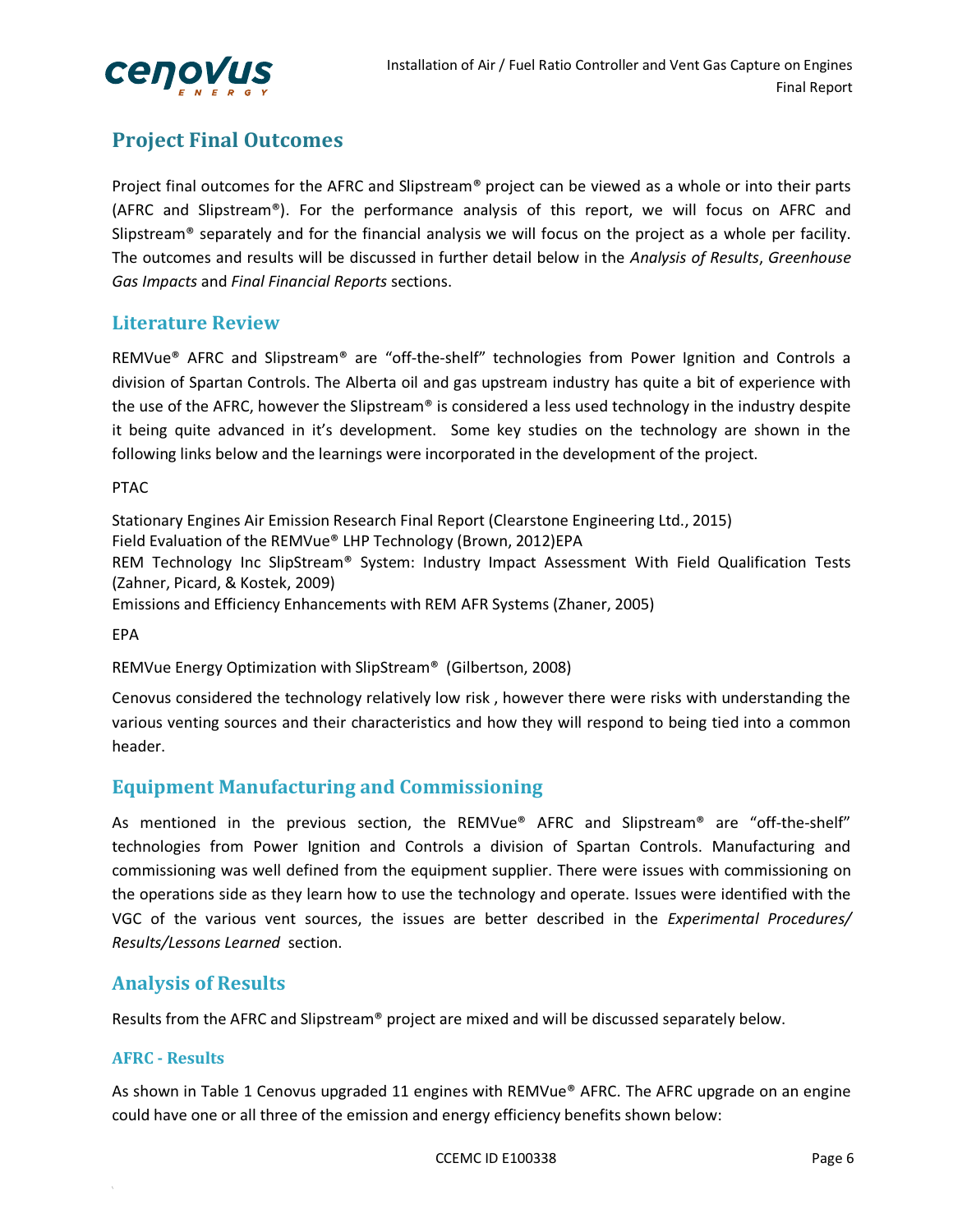## Project Final Outcomes

Project final outcomes for the AFRC and Slipstream® project can be viewed as a whole or into their parts (AFRC and Slipstream®). For the performance analysis of this report, we will focus on AFRC and Slipstream® separately and for the financial analysis we will focus on the project as a whole per facility. The outcomes and results will be discussed in further detail below in the *Analysis of Results*, *Greenhouse Gas Impacts* and *Final Financial Reports* sections.

## Literature Review

REMVue® AFRC and Slipstream® are "off-the-shelf" technologies from Power Ignition and Controls a division of Spartan Controls. The Alberta oil and gas upstream industry has quite a bit of experience with the use of the AFRC, however the Slipstream® is considered a less used technology in the industry despite it being quite advanced in it's development. Some key studies on the technology are shown in the following links below and the learnings were incorporated in the development of the project.

PTAC

Stationary Engines Air Emission Research Final Report (Clearstone Engineering Ltd., 2015)
Field Evaluation of the REMVue® LHP Technology (Brown, 2012)EPA
REM Technology Inc SlipStream® System: Industry Impact Assessment With Field Qualification Tests (Zahner, Picard, & Kostek, 2009)
Emissions and Efficiency Enhancements with REM AFR Systems (Zhaner, 2005)

EPA

REMVue Energy Optimization with SlipStream® (Gilbertson, 2008)

Cenovus considered the technology relatively low risk , however there were risks with understanding the various venting sources and their characteristics and how they will respond to being tied into a common header.

## Equipment Manufacturing and Commissioning

As mentioned in the previous section, the REMVue® AFRC and Slipstream® are "off-the-shelf" technologies from Power Ignition and Controls a division of Spartan Controls. Manufacturing and commissioning was well defined from the equipment supplier. There were issues with commissioning on the operations side as they learn how to use the technology and operate. Issues were identified with the VGC of the various vent sources, the issues are better described in the *Experimental Procedures/ Results/Lessons Learned* section.

## Analysis of Results

Results from the AFRC and Slipstream® project are mixed and will be discussed separately below.

### AFRC - Results

As shown in Table 1 Cenovus upgraded 11 engines with REMVue® AFRC. The AFRC upgrade on an engine could have one or all three of the emission and energy efficiency benefits shown below: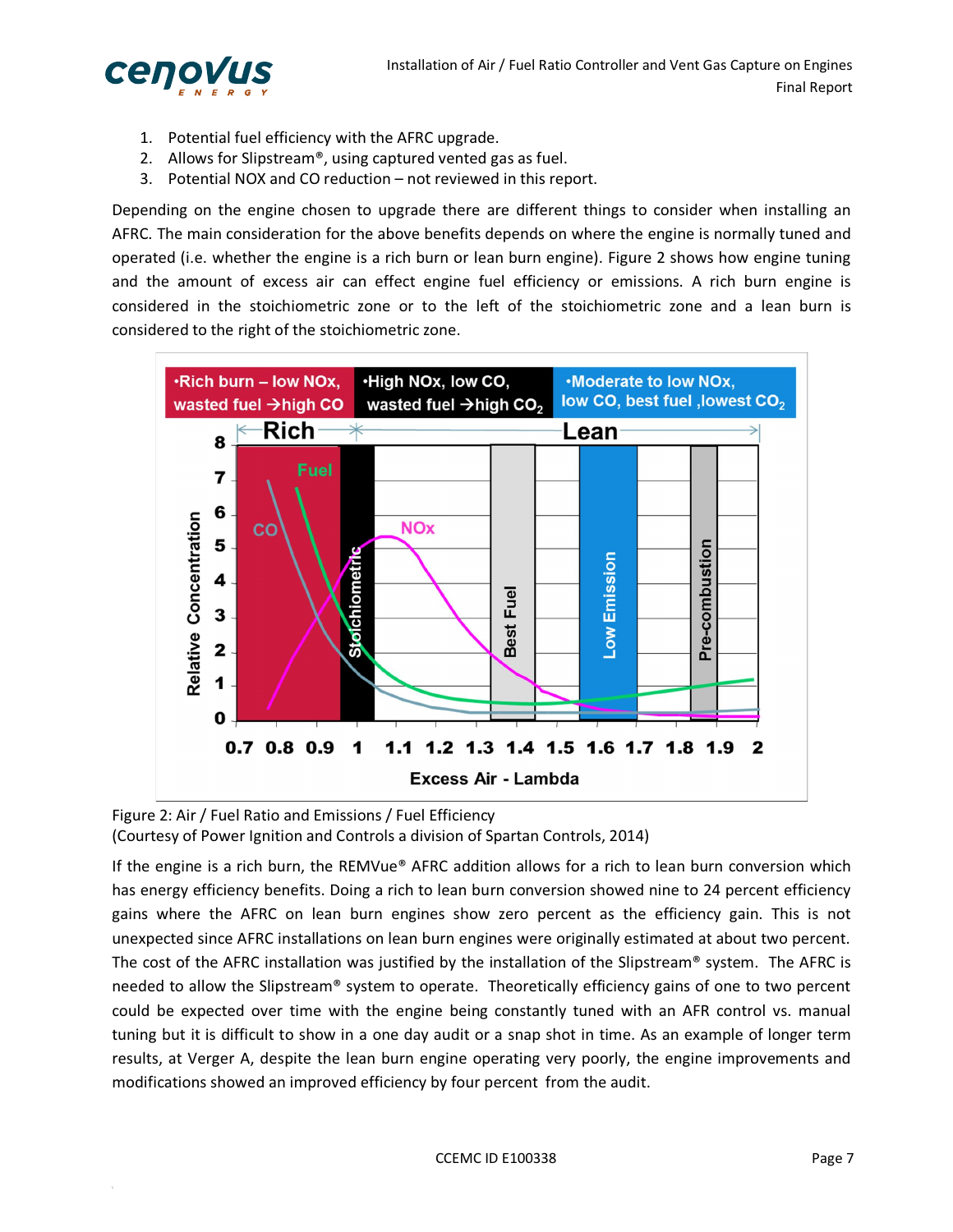1. Potential fuel efficiency with the AFRC upgrade.
2. Allows for Slipstream®, using captured vented gas as fuel.
3. Potential NOX and CO reduction – not reviewed in this report.

Depending on the engine chosen to upgrade there are different things to consider when installing an AFRC. The main consideration for the above benefits depends on where the engine is normally tuned and operated (i.e. whether the engine is a rich burn or lean burn engine). Figure 2 shows how engine tuning and the amount of excess air can effect engine fuel efficiency or emissions. A rich burn engine is considered in the stoichiometric zone or to the left of the stoichiometric zone and a lean burn is considered to the right of the stoichiometric zone.

Figure 2: Air / Fuel Ratio and Emissions / Fuel Efficiency
(Courtesy of Power Ignition and Controls a division of Spartan Controls, 2014)

If the engine is a rich burn, the REMVue® AFRC addition allows for a rich to lean burn conversion which has energy efficiency benefits. Doing a rich to lean burn conversion showed nine to 24 percent efficiency gains where the AFRC on lean burn engines show zero percent as the efficiency gain. This is not unexpected since AFRC installations on lean burn engines were originally estimated at about two percent. The cost of the AFRC installation was justified by the installation of the Slipstream® system. The AFRC is needed to allow the Slipstream® system to operate. Theoretically efficiency gains of one to two percent could be expected over time with the engine being constantly tuned with an AFR control vs. manual tuning but it is difficult to show in a one day audit or a snap shot in time. As an example of longer term results, at Verger A, despite the lean burn engine operating very poorly, the engine improvements and modifications showed an improved efficiency by four percent from the audit.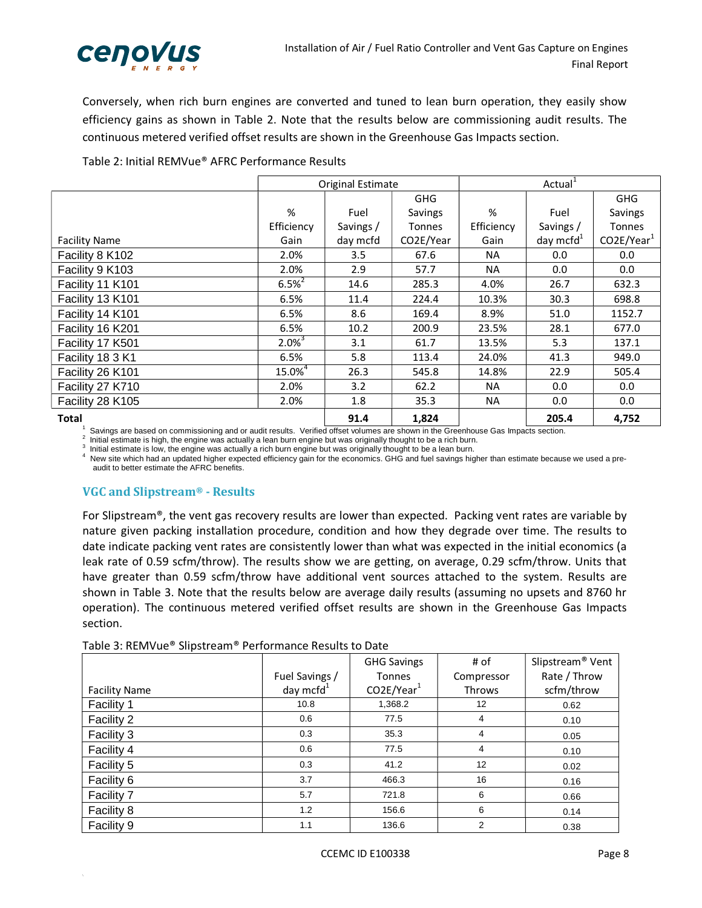Conversely, when rich burn engines are converted and tuned to lean burn operation, they easily show efficiency gains as shown in Table 2. Note that the results below are commissioning audit results. The continuous metered verified offset results are shown in the Greenhouse Gas Impacts section.

Table 2: Initial REMVue® AFRC Performance Results

| | Original Estimate | | | Actual[1] | | |
|---|---|---|---|---|---|---|
| Facility Name | % Efficiency Gain | Fuel Savings / day mcfd | GHG Savings Tonnes CO2E/Year | % Efficiency Gain | Fuel Savings / day mcfd[1] | GHG Savings Tonnes CO2E/Year[1] |
| Facility 8 K102 | 2.0% | 3.5 | 67.6 | NA | 0.0 | 0.0 |
| Facility 9 K103 | 2.0% | 2.9 | 57.7 | NA | 0.0 | 0.0 |
| Facility 11 K101 | 6.5%[2] | 14.6 | 285.3 | 4.0% | 26.7 | 632.3 |
| Facility 13 K101 | 6.5% | 11.4 | 224.4 | 10.3% | 30.3 | 698.8 |
| Facility 14 K101 | 6.5% | 8.6 | 169.4 | 8.9% | 51.0 | 1152.7 |
| Facility 16 K201 | 6.5% | 10.2 | 200.9 | 23.5% | 28.1 | 677.0 |
| Facility 17 K501 | 2.0%[3] | 3.1 | 61.7 | 13.5% | 5.3 | 137.1 |
| Facility 18 3 K1 | 6.5% | 5.8 | 113.4 | 24.0% | 41.3 | 949.0 |
| Facility 26 K101 | 15.0%[4] | 26.3 | 545.8 | 14.8% | 22.9 | 505.4 |
| Facility 27 K710 | 2.0% | 3.2 | 62.2 | NA | 0.0 | 0.0 |
| Facility 28 K105 | 2.0% | 1.8 | 35.3 | NA | 0.0 | 0.0 |
| **Total** | | **91.4** | **1,824** | | **205.4** | **4,752** |

[1] Savings are based on commissioning and or audit results. Verified offset volumes are shown in the Greenhouse Gas Impacts section.
[2] Initial estimate is high, the engine was actually a lean burn engine but was originally thought to be a rich burn.
[3] Initial estimate is low, the engine was actually a rich burn engine but was originally thought to be a lean burn.
[4] New site which had an updated higher expected efficiency gain for the economics. GHG and fuel savings higher than estimate because we used a pre-audit to better estimate the AFRC benefits.

### VGC and Slipstream® - Results

For Slipstream®, the vent gas recovery results are lower than expected. Packing vent rates are variable by nature given packing installation procedure, condition and how they degrade over time. The results to date indicate packing vent rates are consistently lower than what was expected in the initial economics (a leak rate of 0.59 scfm/throw). The results show we are getting, on average, 0.29 scfm/throw. Units that have greater than 0.59 scfm/throw have additional vent sources attached to the system. Results are shown in Table 3. Note that the results below are average daily results (assuming no upsets and 8760 hr operation). The continuous metered verified offset results are shown in the Greenhouse Gas Impacts section.

Table 3: REMVue® Slipstream® Performance Results to Date

| Facility Name | Fuel Savings / day mcfd[1] | GHG Savings Tonnes CO2E/Year[1] | # of Compressor Throws | Slipstream® Vent Rate / Throw scfm/throw |
|---|---|---|---|---|
| Facility 1 | 10.8 | 1,368.2 | 12 | 0.62 |
| Facility 2 | 0.6 | 77.5 | 4 | 0.10 |
| Facility 3 | 0.3 | 35.3 | 4 | 0.05 |
| Facility 4 | 0.6 | 77.5 | 4 | 0.10 |
| Facility 5 | 0.3 | 41.2 | 12 | 0.02 |
| Facility 6 | 3.7 | 466.3 | 16 | 0.16 |
| Facility 7 | 5.7 | 721.8 | 6 | 0.66 |
| Facility 8 | 1.2 | 156.6 | 6 | 0.14 |
| Facility 9 | 1.1 | 136.6 | 2 | 0.38 |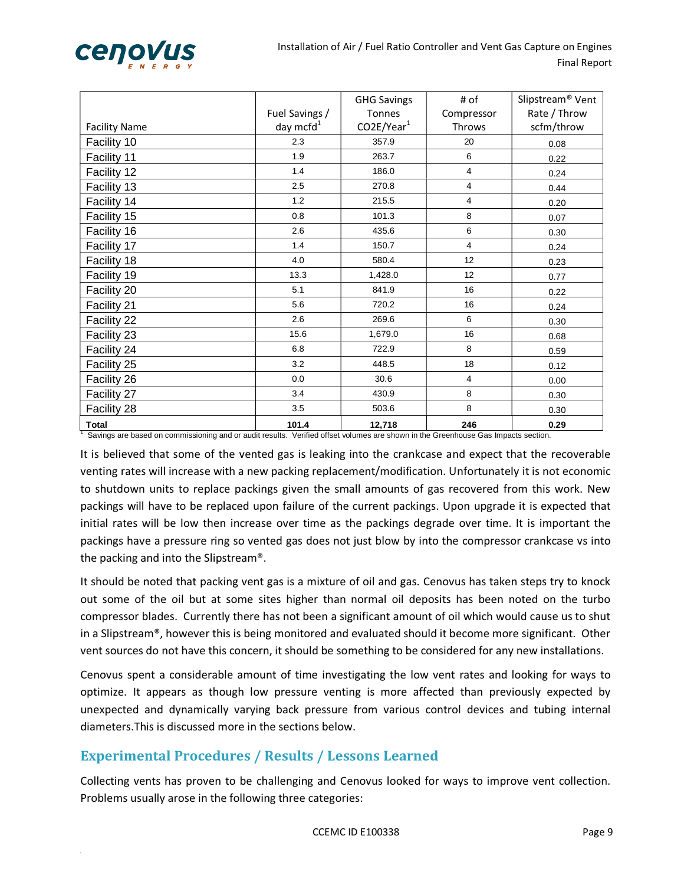| Facility Name | Fuel Savings / day mcfd[1] | GHG Savings Tonnes CO2E/Year[1] | # of Compressor Throws | Slipstream® Vent Rate / Throw scfm/throw |
|---|---|---|---|---|
| Facility 10 | 2.3 | 357.9 | 20 | 0.08 |
| Facility 11 | 1.9 | 263.7 | 6 | 0.22 |
| Facility 12 | 1.4 | 186.0 | 4 | 0.24 |
| Facility 13 | 2.5 | 270.8 | 4 | 0.44 |
| Facility 14 | 1.2 | 215.5 | 4 | 0.20 |
| Facility 15 | 0.8 | 101.3 | 8 | 0.07 |
| Facility 16 | 2.6 | 435.6 | 6 | 0.30 |
| Facility 17 | 1.4 | 150.7 | 4 | 0.24 |
| Facility 18 | 4.0 | 580.4 | 12 | 0.23 |
| Facility 19 | 13.3 | 1,428.0 | 12 | 0.77 |
| Facility 20 | 5.1 | 841.9 | 16 | 0.22 |
| Facility 21 | 5.6 | 720.2 | 16 | 0.24 |
| Facility 22 | 2.6 | 269.6 | 6 | 0.30 |
| Facility 23 | 15.6 | 1,679.0 | 16 | 0.68 |
| Facility 24 | 6.8 | 722.9 | 8 | 0.59 |
| Facility 25 | 3.2 | 448.5 | 18 | 0.12 |
| Facility 26 | 0.0 | 30.6 | 4 | 0.00 |
| Facility 27 | 3.4 | 430.9 | 8 | 0.30 |
| Facility 28 | 3.5 | 503.6 | 8 | 0.30 |
| **Total** | **101.4** | **12,718** | **246** | **0.29** |

[1] Savings are based on commissioning and or audit results. Verified offset volumes are shown in the Greenhouse Gas Impacts section.

It is believed that some of the vented gas is leaking into the crankcase and expect that the recoverable venting rates will increase with a new packing replacement/modification. Unfortunately it is not economic to shutdown units to replace packings given the small amounts of gas recovered from this work. New packings will have to be replaced upon failure of the current packings. Upon upgrade it is expected that initial rates will be low then increase over time as the packings degrade over time. It is important the packings have a pressure ring so vented gas does not just blow by into the compressor crankcase vs into the packing and into the Slipstream®.

It should be noted that packing vent gas is a mixture of oil and gas. Cenovus has taken steps try to knock out some of the oil but at some sites higher than normal oil deposits has been noted on the turbo compressor blades. Currently there has not been a significant amount of oil which would cause us to shut in a Slipstream®, however this is being monitored and evaluated should it become more significant. Other vent sources do not have this concern, it should be something to be considered for any new installations.

Cenovus spent a considerable amount of time investigating the low vent rates and looking for ways to optimize. It appears as though low pressure venting is more affected than previously expected by unexpected and dynamically varying back pressure from various control devices and tubing internal diameters.This is discussed more in the sections below.

## Experimental Procedures / Results / Lessons Learned

Collecting vents has proven to be challenging and Cenovus looked for ways to improve vent collection. Problems usually arose in the following three categories: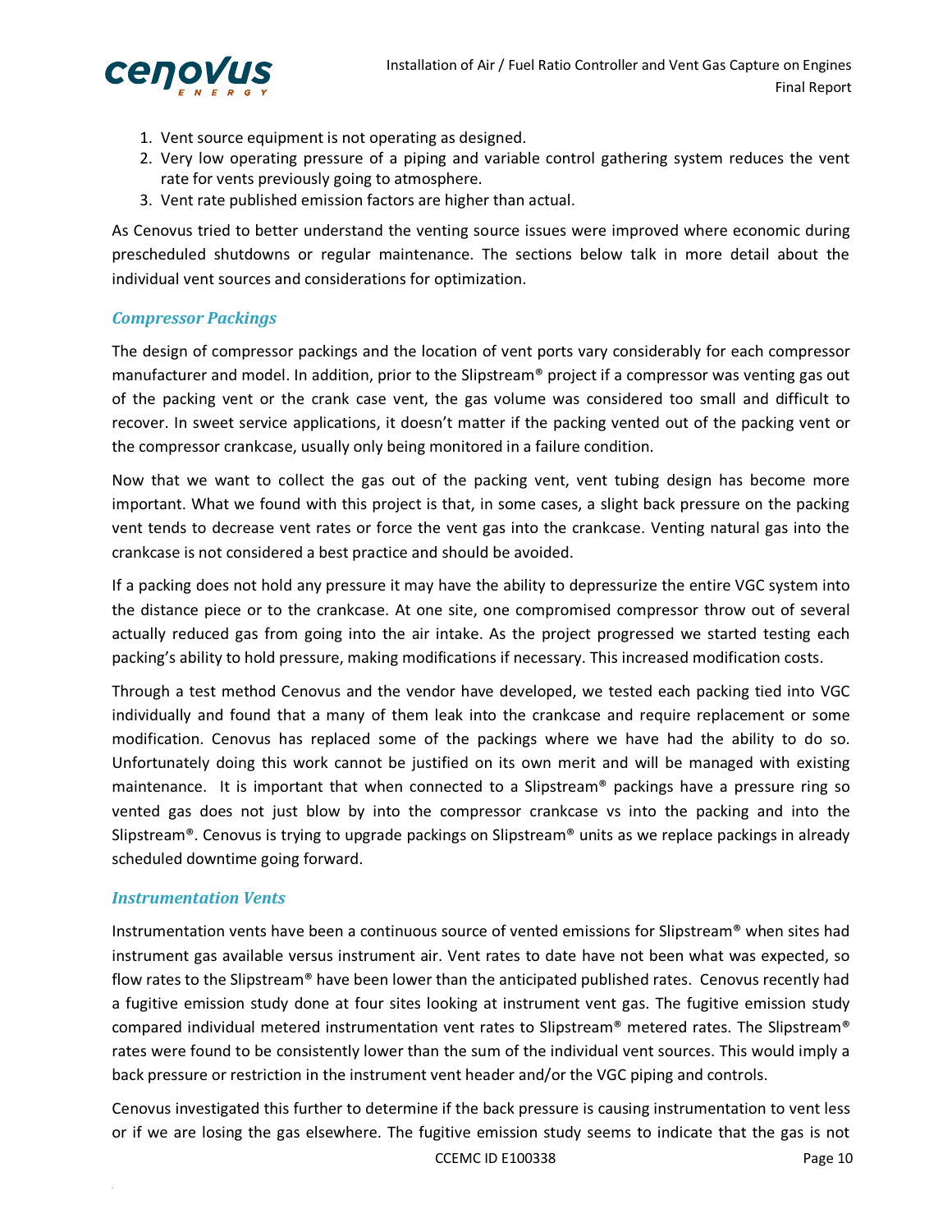1. Vent source equipment is not operating as designed.
2. Very low operating pressure of a piping and variable control gathering system reduces the vent rate for vents previously going to atmosphere.
3. Vent rate published emission factors are higher than actual.

As Cenovus tried to better understand the venting source issues were improved where economic during prescheduled shutdowns or regular maintenance. The sections below talk in more detail about the individual vent sources and considerations for optimization.

### *Compressor Packings*

The design of compressor packings and the location of vent ports vary considerably for each compressor manufacturer and model. In addition, prior to the Slipstream® project if a compressor was venting gas out of the packing vent or the crank case vent, the gas volume was considered too small and difficult to recover. In sweet service applications, it doesn't matter if the packing vented out of the packing vent or the compressor crankcase, usually only being monitored in a failure condition.

Now that we want to collect the gas out of the packing vent, vent tubing design has become more important. What we found with this project is that, in some cases, a slight back pressure on the packing vent tends to decrease vent rates or force the vent gas into the crankcase. Venting natural gas into the crankcase is not considered a best practice and should be avoided.

If a packing does not hold any pressure it may have the ability to depressurize the entire VGC system into the distance piece or to the crankcase. At one site, one compromised compressor throw out of several actually reduced gas from going into the air intake. As the project progressed we started testing each packing's ability to hold pressure, making modifications if necessary. This increased modification costs.

Through a test method Cenovus and the vendor have developed, we tested each packing tied into VGC individually and found that a many of them leak into the crankcase and require replacement or some modification. Cenovus has replaced some of the packings where we have had the ability to do so. Unfortunately doing this work cannot be justified on its own merit and will be managed with existing maintenance. It is important that when connected to a Slipstream® packings have a pressure ring so vented gas does not just blow by into the compressor crankcase vs into the packing and into the Slipstream®. Cenovus is trying to upgrade packings on Slipstream® units as we replace packings in already scheduled downtime going forward.

### *Instrumentation Vents*

Instrumentation vents have been a continuous source of vented emissions for Slipstream® when sites had instrument gas available versus instrument air. Vent rates to date have not been what was expected, so flow rates to the Slipstream® have been lower than the anticipated published rates. Cenovus recently had a fugitive emission study done at four sites looking at instrument vent gas. The fugitive emission study compared individual metered instrumentation vent rates to Slipstream® metered rates. The Slipstream® rates were found to be consistently lower than the sum of the individual vent sources. This would imply a back pressure or restriction in the instrument vent header and/or the VGC piping and controls.

Cenovus investigated this further to determine if the back pressure is causing instrumentation to vent less or if we are losing the gas elsewhere. The fugitive emission study seems to indicate that the gas is not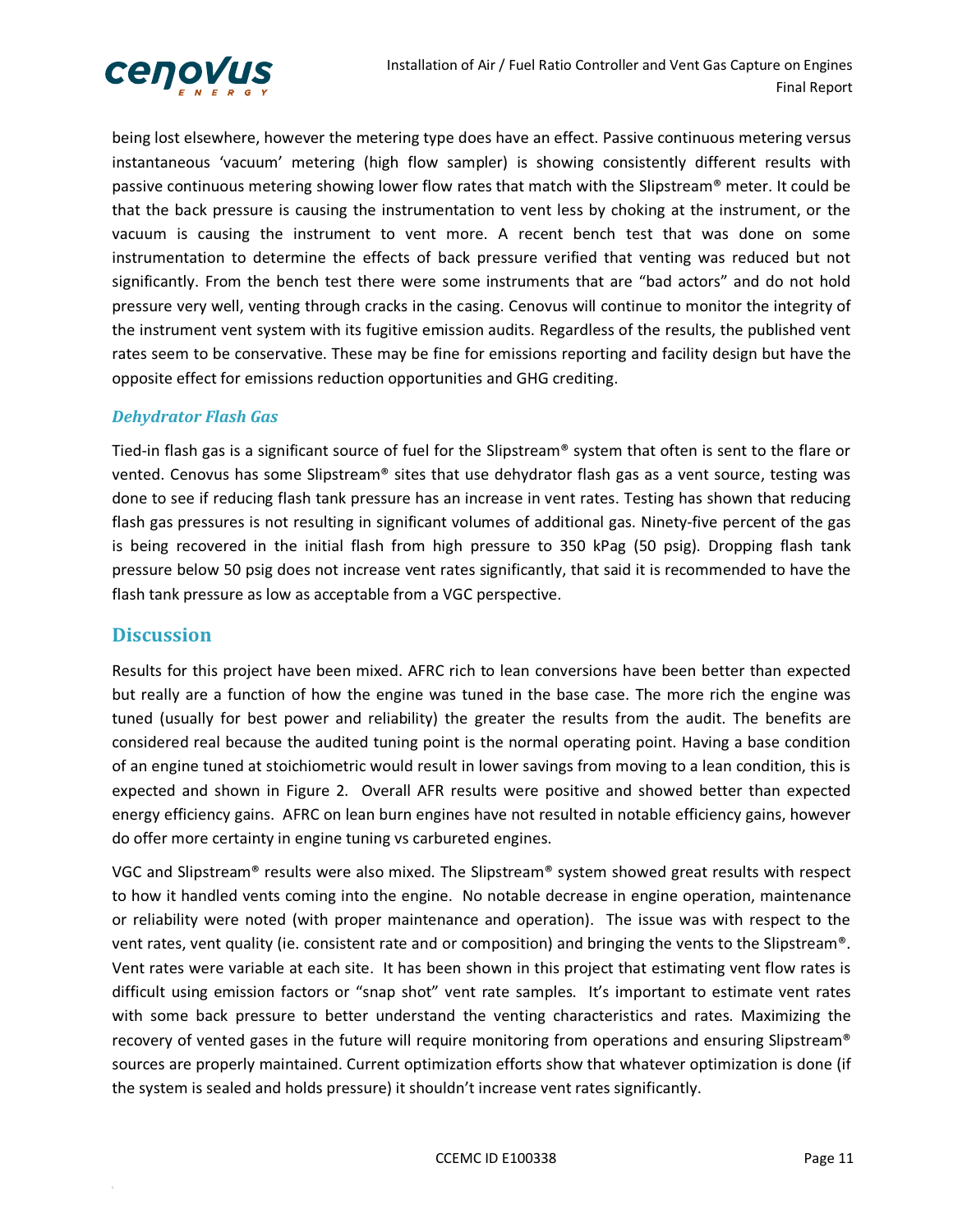being lost elsewhere, however the metering type does have an effect. Passive continuous metering versus instantaneous 'vacuum' metering (high flow sampler) is showing consistently different results with passive continuous metering showing lower flow rates that match with the Slipstream® meter. It could be that the back pressure is causing the instrumentation to vent less by choking at the instrument, or the vacuum is causing the instrument to vent more. A recent bench test that was done on some instrumentation to determine the effects of back pressure verified that venting was reduced but not significantly. From the bench test there were some instruments that are "bad actors" and do not hold pressure very well, venting through cracks in the casing. Cenovus will continue to monitor the integrity of the instrument vent system with its fugitive emission audits. Regardless of the results, the published vent rates seem to be conservative. These may be fine for emissions reporting and facility design but have the opposite effect for emissions reduction opportunities and GHG crediting.

### *Dehydrator Flash Gas*

Tied-in flash gas is a significant source of fuel for the Slipstream® system that often is sent to the flare or vented. Cenovus has some Slipstream® sites that use dehydrator flash gas as a vent source, testing was done to see if reducing flash tank pressure has an increase in vent rates. Testing has shown that reducing flash gas pressures is not resulting in significant volumes of additional gas. Ninety-five percent of the gas is being recovered in the initial flash from high pressure to 350 kPag (50 psig). Dropping flash tank pressure below 50 psig does not increase vent rates significantly, that said it is recommended to have the flash tank pressure as low as acceptable from a VGC perspective.

## Discussion

Results for this project have been mixed. AFRC rich to lean conversions have been better than expected but really are a function of how the engine was tuned in the base case. The more rich the engine was tuned (usually for best power and reliability) the greater the results from the audit. The benefits are considered real because the audited tuning point is the normal operating point. Having a base condition of an engine tuned at stoichiometric would result in lower savings from moving to a lean condition, this is expected and shown in Figure 2. Overall AFR results were positive and showed better than expected energy efficiency gains. AFRC on lean burn engines have not resulted in notable efficiency gains, however do offer more certainty in engine tuning vs carbureted engines.

VGC and Slipstream® results were also mixed. The Slipstream® system showed great results with respect to how it handled vents coming into the engine. No notable decrease in engine operation, maintenance or reliability were noted (with proper maintenance and operation). The issue was with respect to the vent rates, vent quality (ie. consistent rate and or composition) and bringing the vents to the Slipstream®. Vent rates were variable at each site. It has been shown in this project that estimating vent flow rates is difficult using emission factors or "snap shot" vent rate samples. It's important to estimate vent rates with some back pressure to better understand the venting characteristics and rates. Maximizing the recovery of vented gases in the future will require monitoring from operations and ensuring Slipstream® sources are properly maintained. Current optimization efforts show that whatever optimization is done (if the system is sealed and holds pressure) it shouldn't increase vent rates significantly.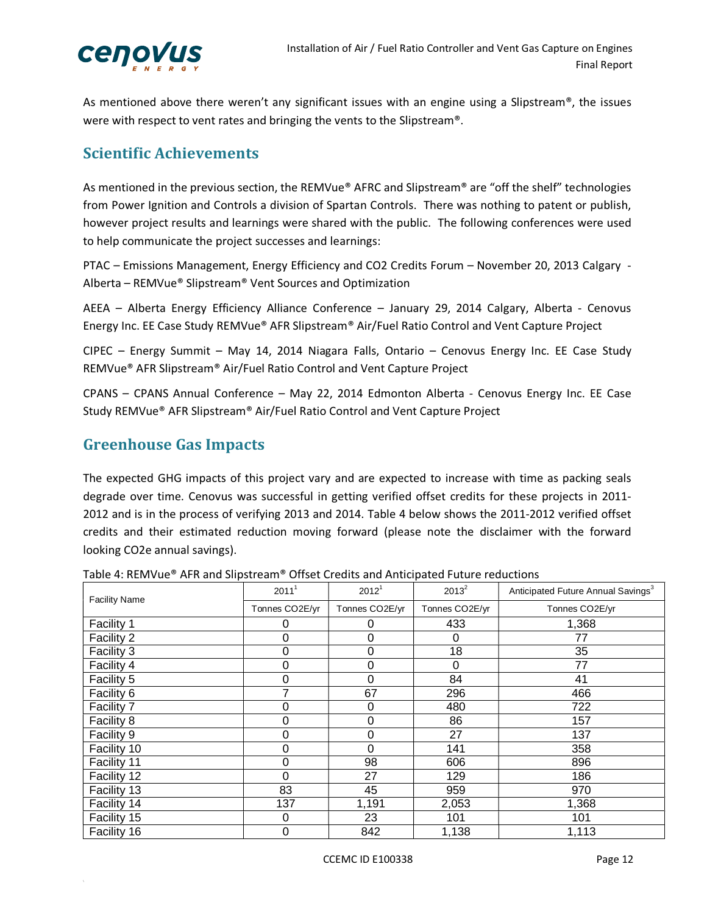As mentioned above there weren't any significant issues with an engine using a Slipstream®, the issues were with respect to vent rates and bringing the vents to the Slipstream®.

## Scientific Achievements

As mentioned in the previous section, the REMVue® AFRC and Slipstream® are "off the shelf" technologies from Power Ignition and Controls a division of Spartan Controls. There was nothing to patent or publish, however project results and learnings were shared with the public. The following conferences were used to help communicate the project successes and learnings:

PTAC – Emissions Management, Energy Efficiency and CO2 Credits Forum – November 20, 2013 Calgary - Alberta – REMVue® Slipstream® Vent Sources and Optimization

AEEA – Alberta Energy Efficiency Alliance Conference – January 29, 2014 Calgary, Alberta - Cenovus Energy Inc. EE Case Study REMVue® AFR Slipstream® Air/Fuel Ratio Control and Vent Capture Project

CIPEC – Energy Summit – May 14, 2014 Niagara Falls, Ontario – Cenovus Energy Inc. EE Case Study REMVue® AFR Slipstream® Air/Fuel Ratio Control and Vent Capture Project

CPANS – CPANS Annual Conference – May 22, 2014 Edmonton Alberta - Cenovus Energy Inc. EE Case Study REMVue® AFR Slipstream® Air/Fuel Ratio Control and Vent Capture Project

## Greenhouse Gas Impacts

The expected GHG impacts of this project vary and are expected to increase with time as packing seals degrade over time. Cenovus was successful in getting verified offset credits for these projects in 2011-2012 and is in the process of verifying 2013 and 2014. Table 4 below shows the 2011-2012 verified offset credits and their estimated reduction moving forward (please note the disclaimer with the forward looking CO2e annual savings).

Table 4: REMVue® AFR and Slipstream® Offset Credits and Anticipated Future reductions

| Facility Name | 2011[1] | 2012[1] | 2013[2] | Anticipated Future Annual Savings[3] |
|---|---|---|---|---|
| | Tonnes CO2E/yr | Tonnes CO2E/yr | Tonnes CO2E/yr | Tonnes CO2E/yr |
| Facility 1 | 0 | 0 | 433 | 1,368 |
| Facility 2 | 0 | 0 | 0 | 77 |
| Facility 3 | 0 | 0 | 18 | 35 |
| Facility 4 | 0 | 0 | 0 | 77 |
| Facility 5 | 0 | 0 | 84 | 41 |
| Facility 6 | 7 | 67 | 296 | 466 |
| Facility 7 | 0 | 0 | 480 | 722 |
| Facility 8 | 0 | 0 | 86 | 157 |
| Facility 9 | 0 | 0 | 27 | 137 |
| Facility 10 | 0 | 0 | 141 | 358 |
| Facility 11 | 0 | 98 | 606 | 896 |
| Facility 12 | 0 | 27 | 129 | 186 |
| Facility 13 | 83 | 45 | 959 | 970 |
| Facility 14 | 137 | 1,191 | 2,053 | 1,368 |
| Facility 15 | 0 | 23 | 101 | 101 |
| Facility 16 | 0 | 842 | 1,138 | 1,113 |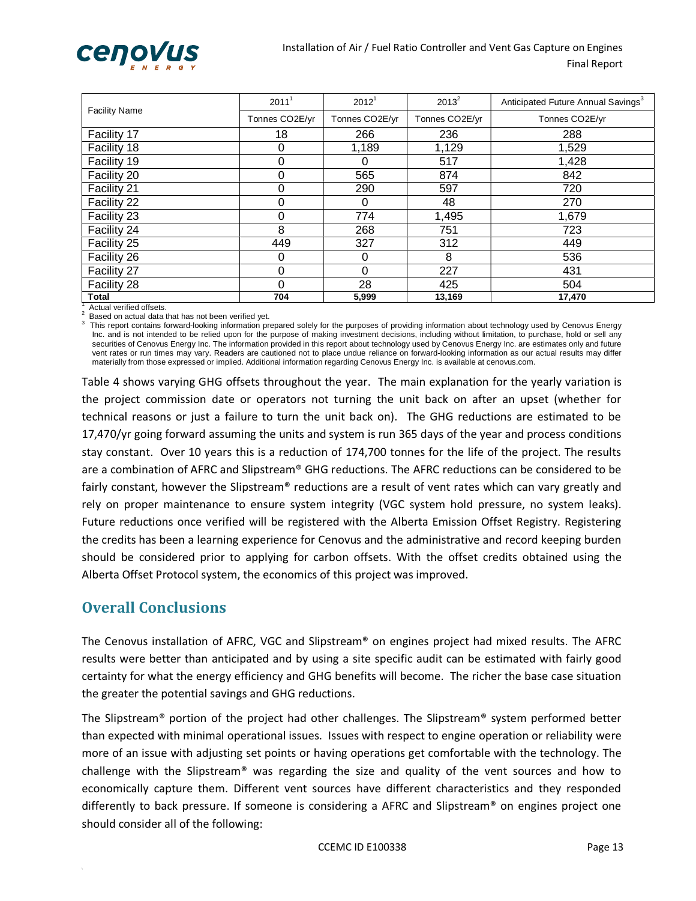| Facility Name | 2011[1] | 2012[1] | 2013[2] | Anticipated Future Annual Savings[3] |
|---|---|---|---|---|
| | Tonnes CO2E/yr | Tonnes CO2E/yr | Tonnes CO2E/yr | Tonnes CO2E/yr |
| Facility 17 | 18 | 266 | 236 | 288 |
| Facility 18 | 0 | 1,189 | 1,129 | 1,529 |
| Facility 19 | 0 | 0 | 517 | 1,428 |
| Facility 20 | 0 | 565 | 874 | 842 |
| Facility 21 | 0 | 290 | 597 | 720 |
| Facility 22 | 0 | 0 | 48 | 270 |
| Facility 23 | 0 | 774 | 1,495 | 1,679 |
| Facility 24 | 8 | 268 | 751 | 723 |
| Facility 25 | 449 | 327 | 312 | 449 |
| Facility 26 | 0 | 0 | 8 | 536 |
| Facility 27 | 0 | 0 | 227 | 431 |
| Facility 28 | 0 | 28 | 425 | 504 |
| **Total** | **704** | **5,999** | **13,169** | **17,470** |

[1] Actual verified offsets.
[2] Based on actual data that has not been verified yet.
[3] This report contains forward-looking information prepared solely for the purposes of providing information about technology used by Cenovus Energy Inc. and is not intended to be relied upon for the purpose of making investment decisions, including without limitation, to purchase, hold or sell any securities of Cenovus Energy Inc. The information provided in this report about technology used by Cenovus Energy Inc. are estimates only and future vent rates or run times may vary. Readers are cautioned not to place undue reliance on forward-looking information as our actual results may differ materially from those expressed or implied. Additional information regarding Cenovus Energy Inc. is available at cenovus.com.

Table 4 shows varying GHG offsets throughout the year. The main explanation for the yearly variation is the project commission date or operators not turning the unit back on after an upset (whether for technical reasons or just a failure to turn the unit back on). The GHG reductions are estimated to be 17,470/yr going forward assuming the units and system is run 365 days of the year and process conditions stay constant. Over 10 years this is a reduction of 174,700 tonnes for the life of the project. The results are a combination of AFRC and Slipstream® GHG reductions. The AFRC reductions can be considered to be fairly constant, however the Slipstream® reductions are a result of vent rates which can vary greatly and rely on proper maintenance to ensure system integrity (VGC system hold pressure, no system leaks). Future reductions once verified will be registered with the Alberta Emission Offset Registry. Registering the credits has been a learning experience for Cenovus and the administrative and record keeping burden should be considered prior to applying for carbon offsets. With the offset credits obtained using the Alberta Offset Protocol system, the economics of this project was improved.

## Overall Conclusions

The Cenovus installation of AFRC, VGC and Slipstream® on engines project had mixed results. The AFRC results were better than anticipated and by using a site specific audit can be estimated with fairly good certainty for what the energy efficiency and GHG benefits will become. The richer the base case situation the greater the potential savings and GHG reductions.

The Slipstream® portion of the project had other challenges. The Slipstream® system performed better than expected with minimal operational issues. Issues with respect to engine operation or reliability were more of an issue with adjusting set points or having operations get comfortable with the technology. The challenge with the Slipstream® was regarding the size and quality of the vent sources and how to economically capture them. Different vent sources have different characteristics and they responded differently to back pressure. If someone is considering a AFRC and Slipstream® on engines project one should consider all of the following: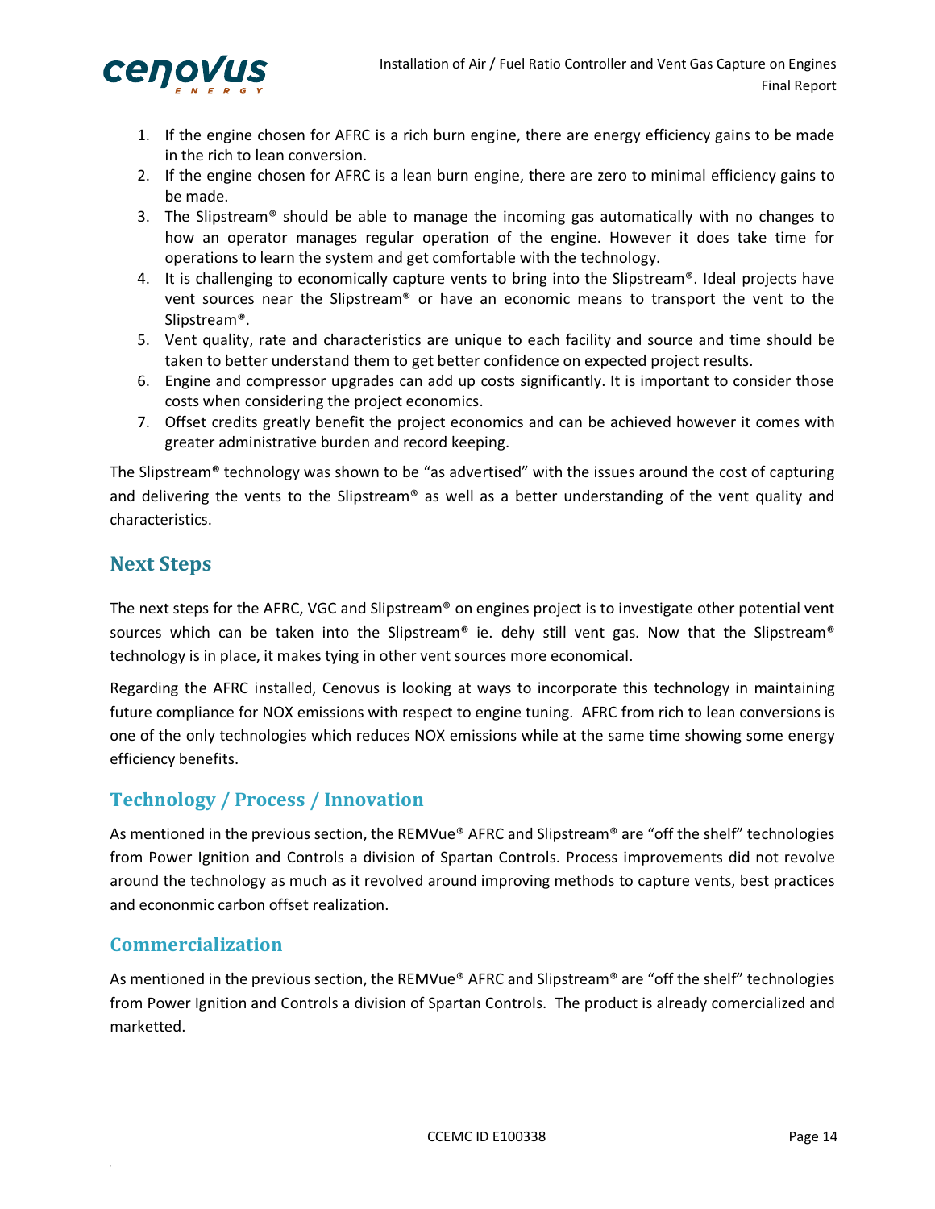1. If the engine chosen for AFRC is a rich burn engine, there are energy efficiency gains to be made in the rich to lean conversion.
2. If the engine chosen for AFRC is a lean burn engine, there are zero to minimal efficiency gains to be made.
3. The Slipstream® should be able to manage the incoming gas automatically with no changes to how an operator manages regular operation of the engine. However it does take time for operations to learn the system and get comfortable with the technology.
4. It is challenging to economically capture vents to bring into the Slipstream®. Ideal projects have vent sources near the Slipstream® or have an economic means to transport the vent to the Slipstream®.
5. Vent quality, rate and characteristics are unique to each facility and source and time should be taken to better understand them to get better confidence on expected project results.
6. Engine and compressor upgrades can add up costs significantly. It is important to consider those costs when considering the project economics.
7. Offset credits greatly benefit the project economics and can be achieved however it comes with greater administrative burden and record keeping.

The Slipstream® technology was shown to be "as advertised" with the issues around the cost of capturing and delivering the vents to the Slipstream® as well as a better understanding of the vent quality and characteristics.

## Next Steps

The next steps for the AFRC, VGC and Slipstream® on engines project is to investigate other potential vent sources which can be taken into the Slipstream® ie. dehy still vent gas. Now that the Slipstream® technology is in place, it makes tying in other vent sources more economical.

Regarding the AFRC installed, Cenovus is looking at ways to incorporate this technology in maintaining future compliance for NOX emissions with respect to engine tuning. AFRC from rich to lean conversions is one of the only technologies which reduces NOX emissions while at the same time showing some energy efficiency benefits.

## Technology / Process / Innovation

As mentioned in the previous section, the REMVue® AFRC and Slipstream® are "off the shelf" technologies from Power Ignition and Controls a division of Spartan Controls. Process improvements did not revolve around the technology as much as it revolved around improving methods to capture vents, best practices and econonmic carbon offset realization.

## Commercialization

As mentioned in the previous section, the REMVue® AFRC and Slipstream® are "off the shelf" technologies from Power Ignition and Controls a division of Spartan Controls. The product is already comercialized and marketted.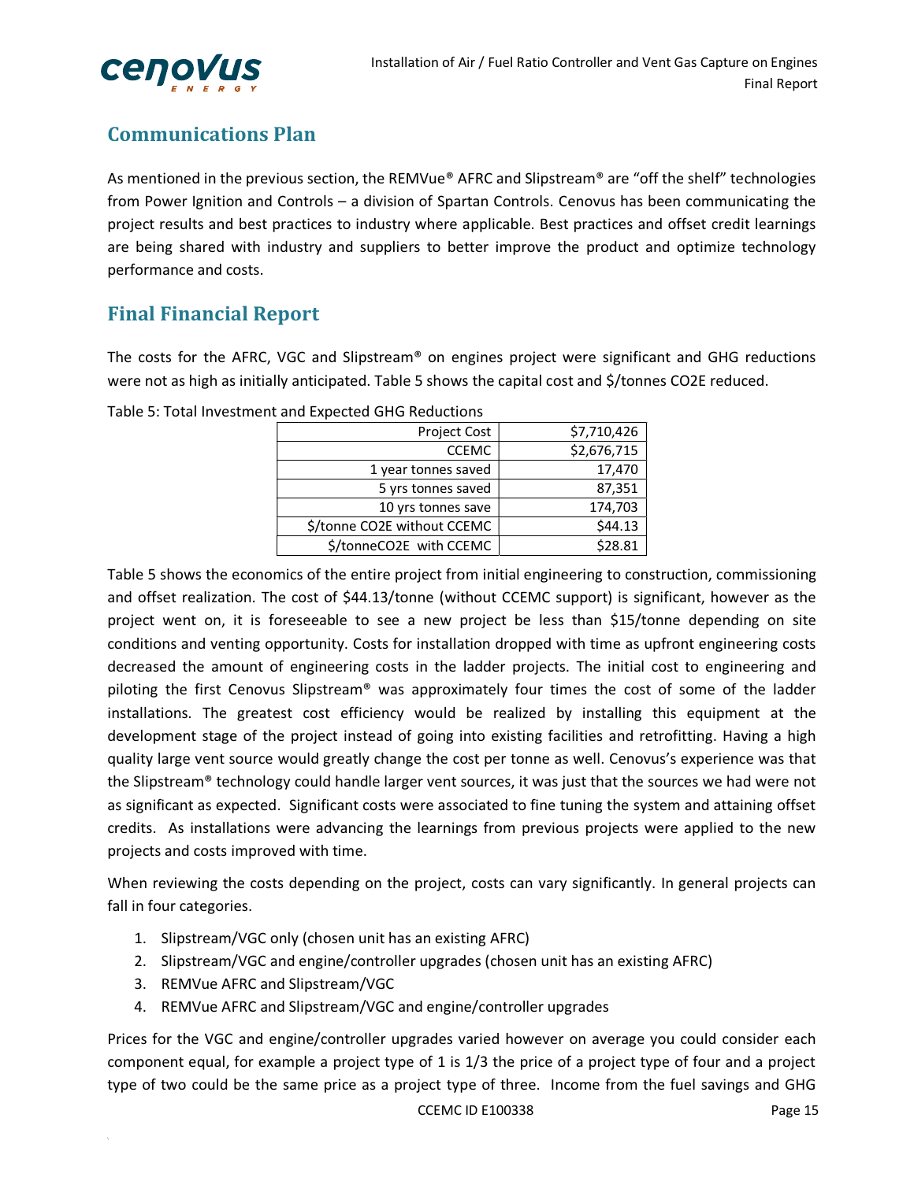## Communications Plan

As mentioned in the previous section, the REMVue® AFRC and Slipstream® are "off the shelf" technologies from Power Ignition and Controls – a division of Spartan Controls. Cenovus has been communicating the project results and best practices to industry where applicable. Best practices and offset credit learnings are being shared with industry and suppliers to better improve the product and optimize technology performance and costs.

## Final Financial Report

The costs for the AFRC, VGC and Slipstream® on engines project were significant and GHG reductions were not as high as initially anticipated. Table 5 shows the capital cost and $/tonnes CO2E reduced.

Table 5: Total Investment and Expected GHG Reductions

| | |
|---:|---:|
| Project Cost | $7,710,426 |
| CCEMC | $2,676,715 |
| 1 year tonnes saved | 17,470 |
| 5 yrs tonnes saved | 87,351 |
| 10 yrs tonnes save | 174,703 |
| $/tonne CO2E without CCEMC | $44.13 |
| $/tonneCO2E with CCEMC | $28.81 |

Table 5 shows the economics of the entire project from initial engineering to construction, commissioning and offset realization. The cost of $44.13/tonne (without CCEMC support) is significant, however as the project went on, it is foreseeable to see a new project be less than $15/tonne depending on site conditions and venting opportunity. Costs for installation dropped with time as upfront engineering costs decreased the amount of engineering costs in the ladder projects. The initial cost to engineering and piloting the first Cenovus Slipstream® was approximately four times the cost of some of the ladder installations. The greatest cost efficiency would be realized by installing this equipment at the development stage of the project instead of going into existing facilities and retrofitting. Having a high quality large vent source would greatly change the cost per tonne as well. Cenovus's experience was that the Slipstream® technology could handle larger vent sources, it was just that the sources we had were not as significant as expected. Significant costs were associated to fine tuning the system and attaining offset credits. As installations were advancing the learnings from previous projects were applied to the new projects and costs improved with time.

When reviewing the costs depending on the project, costs can vary significantly. In general projects can fall in four categories.

1. Slipstream/VGC only (chosen unit has an existing AFRC)
2. Slipstream/VGC and engine/controller upgrades (chosen unit has an existing AFRC)
3. REMVue AFRC and Slipstream/VGC
4. REMVue AFRC and Slipstream/VGC and engine/controller upgrades

Prices for the VGC and engine/controller upgrades varied however on average you could consider each component equal, for example a project type of 1 is 1/3 the price of a project type of four and a project type of two could be the same price as a project type of three. Income from the fuel savings and GHG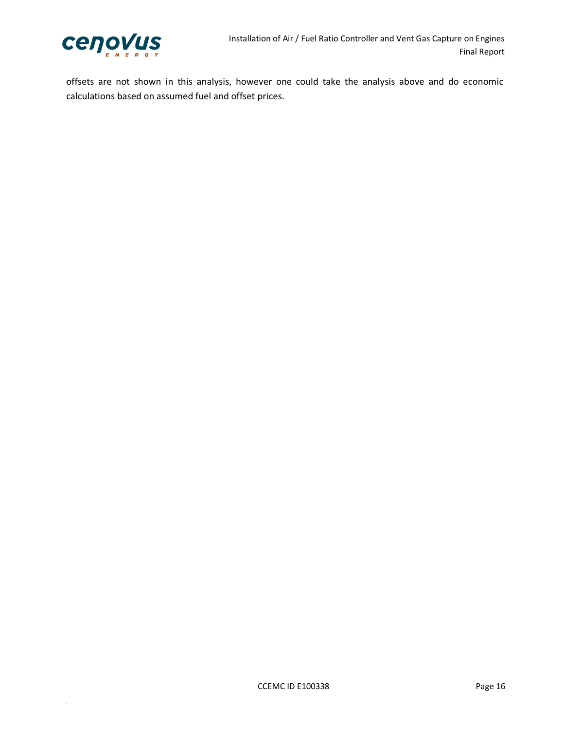offsets are not shown in this analysis, however one could take the analysis above and do economic calculations based on assumed fuel and offset prices.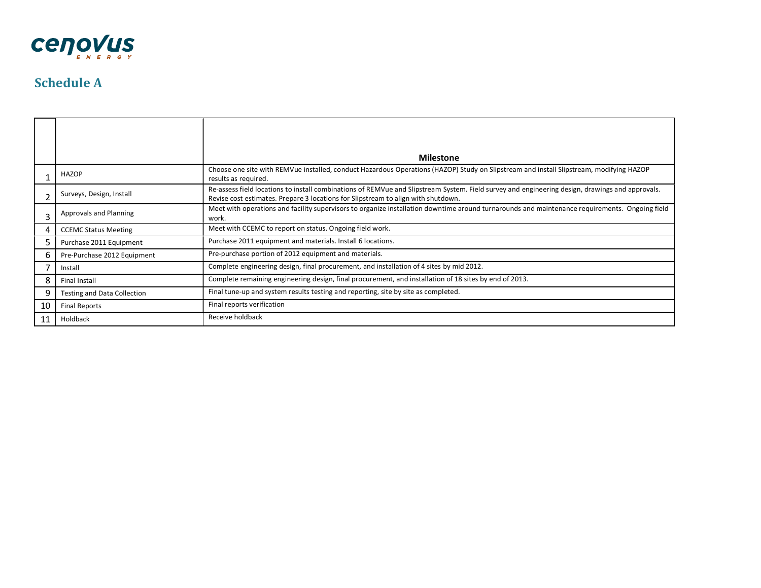## Schedule A

| | | Milestone |
|---|---|---|
| 1 | HAZOP | Choose one site with REMVue installed, conduct Hazardous Operations (HAZOP) Study on Slipstream and install Slipstream, modifying HAZOP results as required. |
| 2 | Surveys, Design, Install | Re-assess field locations to install combinations of REMVue and Slipstream System. Field survey and engineering design, drawings and approvals. Revise cost estimates. Prepare 3 locations for Slipstream to align with shutdown. |
| 3 | Approvals and Planning | Meet with operations and facility supervisors to organize installation downtime around turnarounds and maintenance requirements. Ongoing field work. |
| 4 | CCEMC Status Meeting | Meet with CCEMC to report on status. Ongoing field work. |
| 5 | Purchase 2011 Equipment | Purchase 2011 equipment and materials. Install 6 locations. |
| 6 | Pre-Purchase 2012 Equipment | Pre-purchase portion of 2012 equipment and materials. |
| 7 | Install | Complete engineering design, final procurement, and installation of 4 sites by mid 2012. |
| 8 | Final Install | Complete remaining engineering design, final procurement, and installation of 18 sites by end of 2013. |
| 9 | Testing and Data Collection | Final tune-up and system results testing and reporting, site by site as completed. |
| 10 | Final Reports | Final reports verification |
| 11 | Holdback | Receive holdback |